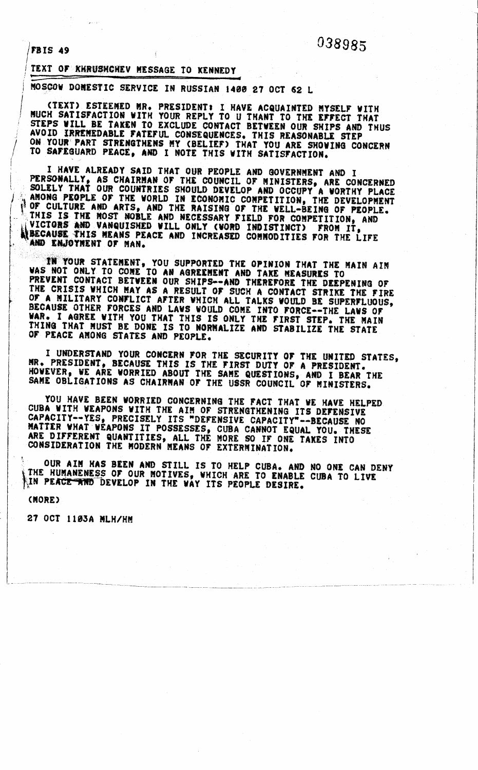FBIS 49

038985

## TEXT OF KHRUSHCHEV MESSAGE TO KENNEDY

MOSCOW DOMESTIC SERVICE IN RUSSIAN 1400 27 OCT 62 L

(TEXT) ESTEEMED MR. PRESIDENT: I HAVE ACQUAINTED MYSELF WITH MUCH SATISFACTION WITH YOUR REPLY TO U THANT TO THE EFFECT THAT STEPS WILL BE TAKEN TO EXCLUDE CONTACT BETWEEN OUR SHIPS AND THUS AVOID IRREMEDABLE FATEFUL CONSEQUENCES. THIS REASONABLE STEP ON YOUR PART STRENGTHENS MY (BELIEF) THAT YOU ARE SHOWING CONCERN TO SAFEGUARD PEACE, AND I NOTE THIS WITH SATISFACTION.

I HAVE ALREADY SAID THAT OUR PEOPLE AND GOVERNMENT AND I PERSONALLY, AS CHAIRMAN OF THE COUNCIL OF MINISTERS, ARE CONCERNED SOLELY THAT OUR COUNTRIES SHOULD DEVELOP AND OCCUPY A WORTHY PLACE AMONG PEOPLE OF THE WORLD IN ECONOMIC COMPETITION, THE DEVELOPMENT OF CULTURE AND ARTS, AND THE RAISING OF THE WELL-BEING OF PEOPLE. THIS IS THE MOST NOBLE AND NECESSARY FIELD FOR COMPETITION, AND VICTORS AND VANQUISHED WILL ONLY (WORD INDISTINCT) FROM IT, BECAUSE THIS MEANS PEACE AND INCREASED COMMODITIES FOR THE LIFE AND ENJOYMENT OF MAN.

IN YOUR STATEMENT, YOU SUPPORTED THE OPINION THAT THE MAIN AIM WAS NOT ONLY TO COME TO AN AGREEMENT AND TAKE MEASURES TO PREVENT CONTACT BETWEEN OUR SHIPS--AND THEREFORE THE DEEPENING OF THE CRISIS WHICH MAY AS A RESULT OF SUCH A CONTACT STRIKE THE FIRE OF A MILITARY CONFLICT AFTER WHICH ALL TALKS WOULD BE SUPERFLUOUS, BECAUSE OTHER FORCES AND LAWS WOULD COME INTO FORCE--THE LAWS OF WAR. I AGREE WITH YOU THAT THIS IS ONLY THE FIRST STEP. THE MAIN THING THAT MUST BE DONE IS TO NORMALIZE AND STABILIZE THE STATE OF PEACE AMONG STATES AND PEOPLE.

I UNDERSTAND YOUR CONCERN FOR THE SECURITY OF THE UNITED STATES, MR. PRESIDENT, BECAUSE THIS IS THE FIRST DUTY OF A PRESIDENT. HOWEVER, WE ARE WORRIED ABOUT THE SAME QUESTIONS, AND I BEAR THE SAME OBLIGATIONS AS CHAIRMAN OF THE USSR COUNCIL OF MINISTERS.

YOU HAVE BEEN WORRIED CONCERNING THE FACT THAT WE HAVE HELPED CUBA WITH WEAPONS WITH THE AIM OF STRENGTHENING ITS DEFENSIVE CAPACITY--YES, PRECISELY ITS "DEFENSIVE CAPACITY"--BECAUSE NO MATTER WHAT WEAPONS IT POSSESSES, CUBA CANNOT EQUAL YOU. THESE ARE DIFFERENT QUANTITIES, ALL THE MORE SO IF ONE TAKES INTO CONSIDERATION THE MODERN MEANS OF EXTERMINATION.

OUR AIM HAS BEEN AND STILL IS TO HELP CUBA. AND NO ONE CAN DENY THE HUMANENESS OF OUR MOTIVES, WHICH ARE TO ENABLE CUBA TO LIVE IN PEACE AND DEVELOP IN THE WAY ITS PEOPLE DESIRE.

(MORE)

27 OCT 1103A MLH/HM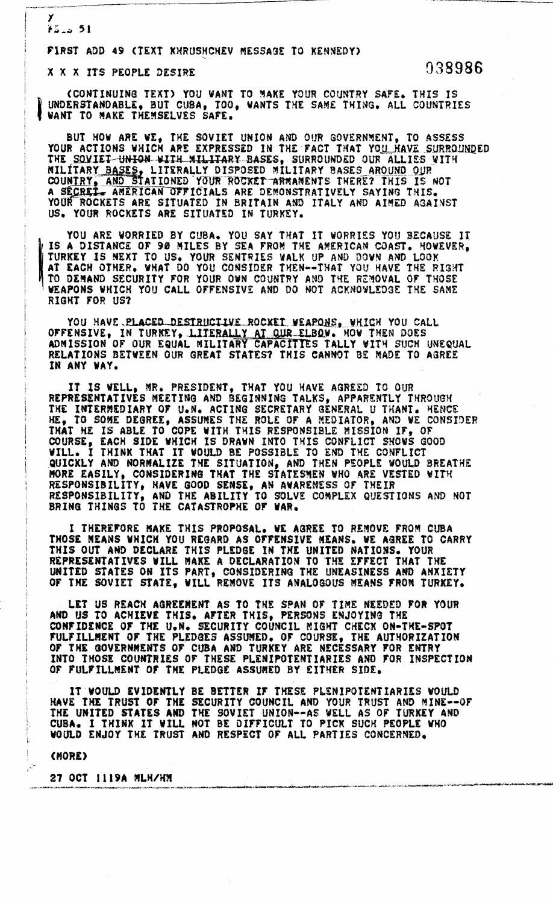FIRST ADD 49 (TEXT KHRUSHCHEV MESSAGE TO KENNEDY)

X X X ITS PEOPLE DESIRE

038986

(CONTINUING TEXT) YOU WANT TO MAKE YOUR COUNTRY SAFE. THIS IS UNDERSTANDABLE, BUT CUBA, TOO, WANTS THE SAME THING. ALL COUNTRIES WANT TO MAKE THEMSELVES SAFE.

BUT HOW ARE WE, THE SOVIET UNION AND OUR GOVERNMENT, TO ASSESS YOUR ACTIONS WHICH ARE EXPRESSED IN THE FACT THAT YOU HAVE SURROUNDED THE SOVIET UNION WITH MILITARY BASES, SURROUNDED OUR ALLIES WITH MILITARY BASES, LITERALLY DISPOSED MILITARY BASES AROUND OUR COUNTRY, AND STATIONED YOUR ROCKET ARMAMENTS THERE? THIS IS NOT A SECRET. AMERICAN OFFICIALS ARE DEMONSTRATIVELY SAYING THIS. YOUR ROCKETS ARE SITUATED IN BRITAIN AND ITALY AND AIMED AGAINST US. YOUR ROCKETS ARE SITUATED IN TURKEY.

YOU ARE WORRIED BY CUBA. YOU SAY THAT IT WORRIES YOU BECAUSE IT IS A DISTANCE OF 90 MILES BY SEA FROM THE AMERICAN COAST. HOWEVER, TURKEY IS NEXT TO US. YOUR SENTRIES WALK UP AND DOWN AND LOOK AT EACH OTHER. WHAT DO YOU CONSIDER THEN--THAT YOU HAVE THE RIGHT TO DEMAND SECURITY FOR YOUR OWN COUNTRY AND THE REMOVAL OF THOSE WEAPONS WHICH YOU CALL OFFENSIVE AND DO NOT ACKNOWLEDGE THE SAME RIGHT FOR US?

YOU HAVE PLACED DESTRUCTIVE ROCKET WEAPONS, WHICH YOU CALL OFFENSIVE, IN TURKEY, LITERALLY AT OUR ELBOW. HOW THEN DOES ADMISSION OF OUR EQUAL MILITARY CAPACITIES TALLY WITH SUCH UNEQUAL RELATIONS BETWEEN OUR GREAT STATES? THIS CANNOT BE MADE TO AGREE IN ANY WAY.

IT IS WELL, MR. PRESIDENT, THAT YOU HAVE AGREED TO OUR REPRESENTATIVES MEETING AND BEGINNING TALKS, APPARENTLY THROUGH THE INTERMEDIARY OF U.N. ACTING SECRETARY GENERAL U THANT. HENCE HE, TO SOME DEGREE, ASSUMES THE ROLE OF A MEDIATOR, AND WE CONSIDER THAT HE IS ABLE TO COPE WITH THIS RESPONSIBLE MISSION IF, OF COURSE, EACH SIDE WHICH IS DRAWN INTO THIS CONFLICT SHOWS GOOD WILL. I THINK THAT IT WOULD BE POSSIBLE TO END THE CONFLICT QUICKLY AND NORMALIZE THE SITUATION, AND THEN PEOPLE WOULD BREATHE MORE EASILY, CONSIDERING THAT THE STATESMEN WHO ARE VESTED WITH RESPONSIBILITY, HAVE GOOD SENSE, AN AWARENESS OF THEIR RESPONSIBILITY, AND THE ABILITY TO SOLVE COMPLEX QUESTIONS AND NOT BRING THINGS TO THE CATASTROPHE OF WAR.

I THEREFORE MAKE THIS PROPOSAL. WE AGREE TO REMOVE FROM CUBA THOSE MEANS WHICH YOU REGARD AS OFFENSIVE MEANS. WE AGREE TO CARRY THIS OUT AND DECLARE THIS PLEDGE IN THE UNITED NATIONS. YOUR REPRESENTATIVES WILL MAKE A DECLARATION TO THE EFFECT THAT THE UNITED STATES ON ITS PART, CONSIDERING THE UNEASINESS AND ANXIETY OF THE SOVIET STATE, WILL REMOVE ITS ANALOGOUS MEANS FROM TURKEY.

LET US REACH AGREEMENT AS TO THE SPAN OF TIME NEEDED FOR YOUR AND US TO ACHIEVE THIS. AFTER THIS, PERSONS ENJOYING THE CONFIDENCE OF THE U.N. SECURITY COUNCIL MIGHT CHECK ON-THE-SPOT FULFILLMENT OF THE PLEDGES ASSUMED. OF COURSE, THE AUTHORIZATION OF THE GOVERNMENTS OF CUBA AND TURKEY ARE NECESSARY FOR ENTRY INTO THOSE COUNTRIES OF THESE PLENIPOTENTIARIES AND FOR INSPECTION OF FULFILLMENT OF THE PLEDGE ASSUMED BY EITHER SIDE.

IT WOULD EVIDENTLY BE BETTER IF THESE PLENIPOTENTIARIES WOULD HAVE THE TRUST OF THE SECURITY COUNCIL AND YOUR TRUST AND MINE--OF THE UNITED STATES AND THE SOVIET UNION--AS WELL AS OF TURKEY AND CUBA. I THINK IT WILL NOT BE DIFFICULT TO PICK SUCH PEOPLE WHO WOULD ENJOY THE TRUST AND RESPECT OF ALL PARTIES CONCERNED.

(MORE)

27 OCT 1119A MLH/HM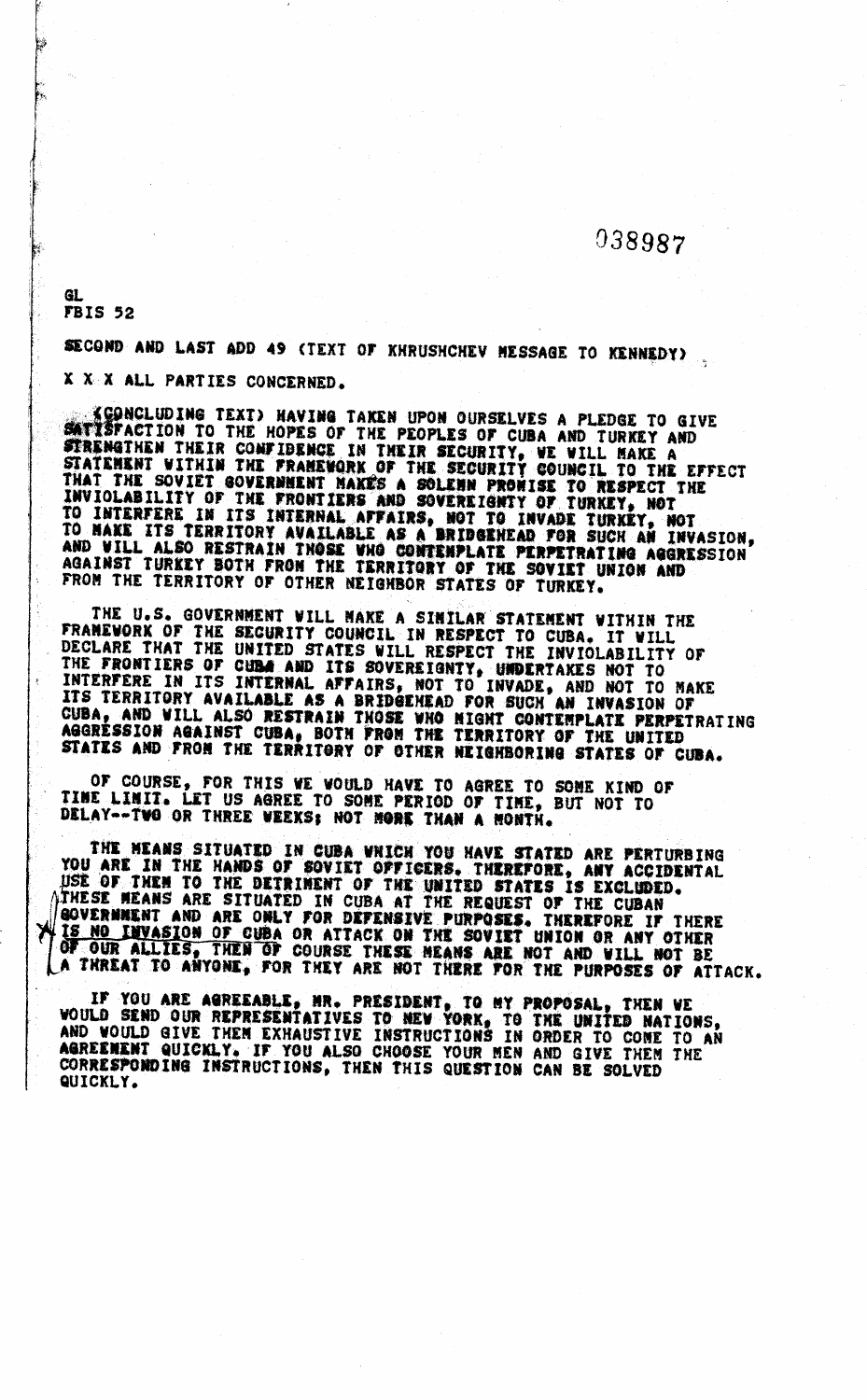038987

GL
FBIS 52

SECOND AND LAST ADD 49 (TEXT OF KHRUSHCHEV MESSAGE TO KENNEDY)

X X X ALL PARTIES CONCERNED.

(CONCLUDING TEXT) HAVING TAKEN UPON OURSELVES A PLEDGE TO GIVE SATISFACTION TO THE HOPES OF THE PEOPLES OF CUBA AND TURKEY AND STRENGTHEN THEIR CONFIDENCE IN THEIR SECURITY, WE WILL MAKE A STATEMENT WITHIN THE FRAMEWORK OF THE SECURITY COUNCIL TO THE EFFECT THAT THE SOVIET GOVERNMENT MAKES A SOLEMN PROMISE TO RESPECT THE INVIOLABILITY OF THE FRONTIERS AND SOVEREIGNTY OF TURKEY, NOT TO INTERFERE IN ITS INTERNAL AFFAIRS, NOT TO INVADE TURKEY, NOT TO MAKE ITS TERRITORY AVAILABLE AS A BRIDGEHEAD FOR SUCH AN INVASION, AND WILL ALSO RESTRAIN THOSE WHO CONTEMPLATE PERPETRATING AGGRESSION AGAINST TURKEY BOTH FROM THE TERRITORY OF THE SOVIET UNION AND FROM THE TERRITORY OF OTHER NEIGHBOR STATES OF TURKEY.

THE U.S. GOVERNMENT WILL MAKE A SIMILAR STATEMENT WITHIN THE FRAMEWORK OF THE SECURITY COUNCIL IN RESPECT TO CUBA. IT WILL DECLARE THAT THE UNITED STATES WILL RESPECT THE INVIOLABILITY OF THE FRONTIERS OF CUBA AND ITS SOVEREIGNTY, UNDERTAKES NOT TO INTERFERE IN ITS INTERNAL AFFAIRS, NOT TO INVADE, AND NOT TO MAKE ITS TERRITORY AVAILABLE AS A BRIDGEHEAD FOR SUCH AN INVASION OF CUBA, AND WILL ALSO RESTRAIN THOSE WHO MIGHT CONTEMPLATE PERPETRATING AGGRESSION AGAINST CUBA, BOTH FROM THE TERRITORY OF THE UNITED STATES AND FROM THE TERRITORY OF OTHER NEIGHBORING STATES OF CUBA.

OF COURSE, FOR THIS WE WOULD HAVE TO AGREE TO SOME KIND OF TIME LIMIT. LET US AGREE TO SOME PERIOD OF TIME, BUT NOT TO DELAY--TWO OR THREE WEEKS; NOT MORE THAN A MONTH.

THE MEANS SITUATED IN CUBA WHICH YOU HAVE STATED ARE PERTURBING YOU ARE IN THE HANDS OF SOVIET OFFICERS. THEREFORE, ANY ACCIDENTAL USE OF THEM TO THE DETRIMENT OF THE UNITED STATES IS EXCLUDED. THESE MEANS ARE SITUATED IN CUBA AT THE REQUEST OF THE CUBAN GOVERNMENT AND ARE ONLY FOR DEFENSIVE PURPOSES. THEREFORE IF THERE IS NO INVASION OF CUBA OR ATTACK ON THE SOVIET UNION OR ANY OTHER OF OUR ALLIES, THEN OF COURSE THESE MEANS ARE NOT AND WILL NOT BE A THREAT TO ANYONE, FOR THEY ARE NOT THERE FOR THE PURPOSES OF ATTACK.

IF YOU ARE AGREEABLE, MR. PRESIDENT, TO MY PROPOSAL, THEN WE WOULD SEND OUR REPRESENTATIVES TO NEW YORK, TO THE UNITED NATIONS, AND WOULD GIVE THEM EXHAUSTIVE INSTRUCTIONS IN ORDER TO COME TO AN AGREEMENT QUICKLY. IF YOU ALSO CHOOSE YOUR MEN AND GIVE THEM THE CORRESPONDING INSTRUCTIONS, THEN THIS QUESTION CAN BE SOLVED QUICKLY.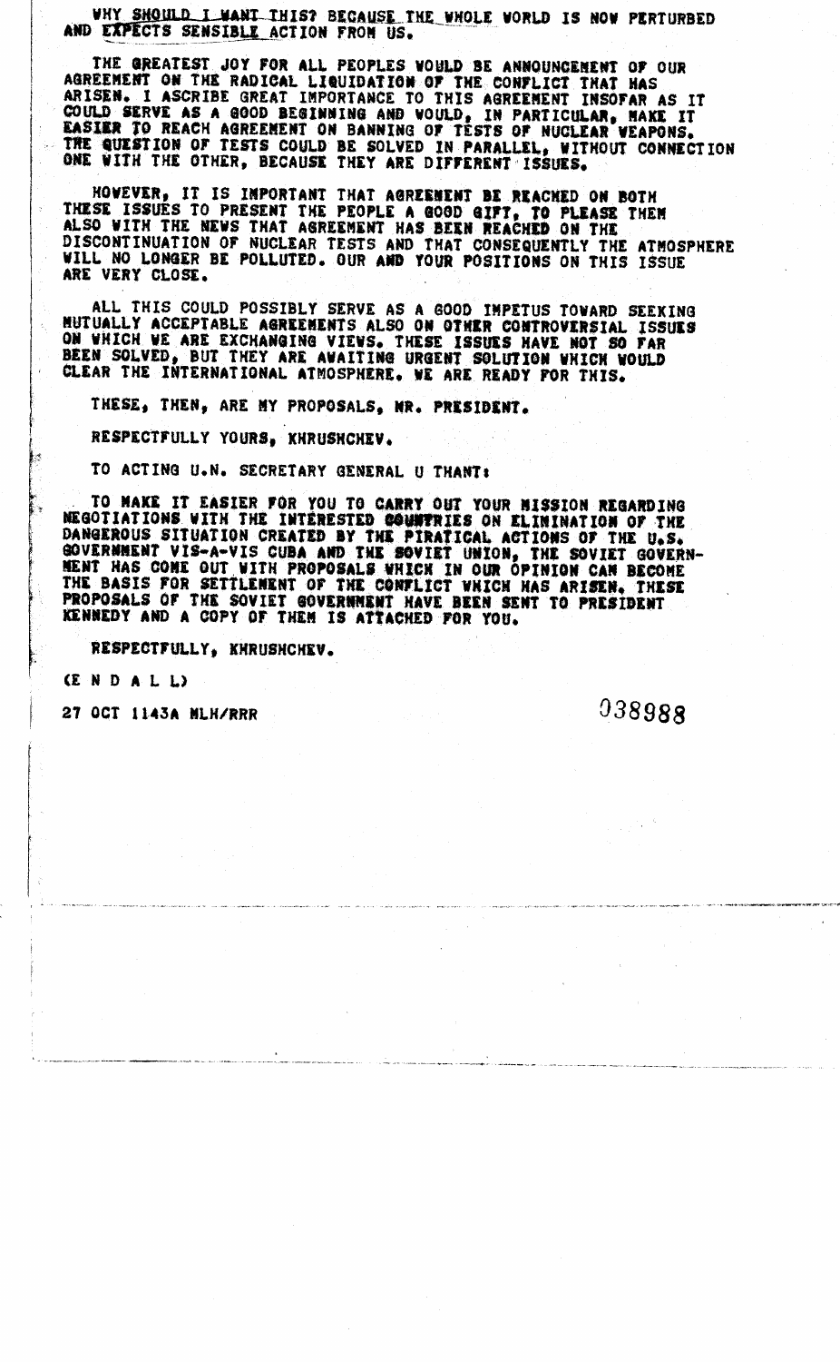WHY SHOULD I WANT THIS? BECAUSE THE WHOLE WORLD IS NOW PERTURBED AND EXPECTS SENSIBLE ACTION FROM US.

THE GREATEST JOY FOR ALL PEOPLES WOULD BE ANNOUNCEMENT OF OUR AGREEMENT ON THE RADICAL LIQUIDATION OF THE CONFLICT THAT HAS ARISEN. I ASCRIBE GREAT IMPORTANCE TO THIS AGREEMENT INSOFAR AS IT COULD SERVE AS A GOOD BEGINNING AND WOULD, IN PARTICULAR, MAKE IT EASIER TO REACH AGREEMENT ON BANNING OF TESTS OF NUCLEAR WEAPONS. THE QUESTION OF TESTS COULD BE SOLVED IN PARALLEL, WITHOUT CONNECTION ONE WITH THE OTHER, BECAUSE THEY ARE DIFFERENT ISSUES.

HOWEVER, IT IS IMPORTANT THAT AGREEMENT BE REACHED ON BOTH THESE ISSUES TO PRESENT THE PEOPLE A GOOD GIFT, TO PLEASE THEM ALSO WITH THE NEWS THAT AGREEMENT HAS BEEN REACHED ON THE DISCONTINUATION OF NUCLEAR TESTS AND THAT CONSEQUENTLY THE ATMOSPHERE WILL NO LONGER BE POLLUTED. OUR AND YOUR POSITIONS ON THIS ISSUE ARE VERY CLOSE.

ALL THIS COULD POSSIBLY SERVE AS A GOOD IMPETUS TOWARD SEEKING MUTUALLY ACCEPTABLE AGREEMENTS ALSO ON OTHER CONTROVERSIAL ISSUES ON WHICH WE ARE EXCHANGING VIEWS. THESE ISSUES HAVE NOT SO FAR BEEN SOLVED, BUT THEY ARE AWAITING URGENT SOLUTION WHICH WOULD CLEAR THE INTERNATIONAL ATMOSPHERE. WE ARE READY FOR THIS.

THESE, THEN, ARE MY PROPOSALS, MR. PRESIDENT.

RESPECTFULLY YOURS, KHRUSHCHEV.

TO ACTING U.N. SECRETARY GENERAL U THANT:

TO MAKE IT EASIER FOR YOU TO CARRY OUT YOUR MISSION REGARDING NEGOTIATIONS WITH THE INTERESTED COUNTRIES ON ELIMINATION OF THE DANGEROUS SITUATION CREATED BY THE PIRATICAL ACTIONS OF THE U.S. GOVERNMENT VIS-A-VIS CUBA AND THE SOVIET UNION, THE SOVIET GOVERNMENT HAS COME OUT WITH PROPOSALS WHICH IN OUR OPINION CAN BECOME THE BASIS FOR SETTLEMENT OF THE CONFLICT WHICH HAS ARISEN. THESE PROPOSALS OF THE SOVIET GOVERNMENT HAVE BEEN SENT TO PRESIDENT KENNEDY AND A COPY OF THEM IS ATTACHED FOR YOU.

RESPECTFULLY, KHRUSHCHEV.

(E N D A L L)

27 OCT 1143A MLH/RRR

038988